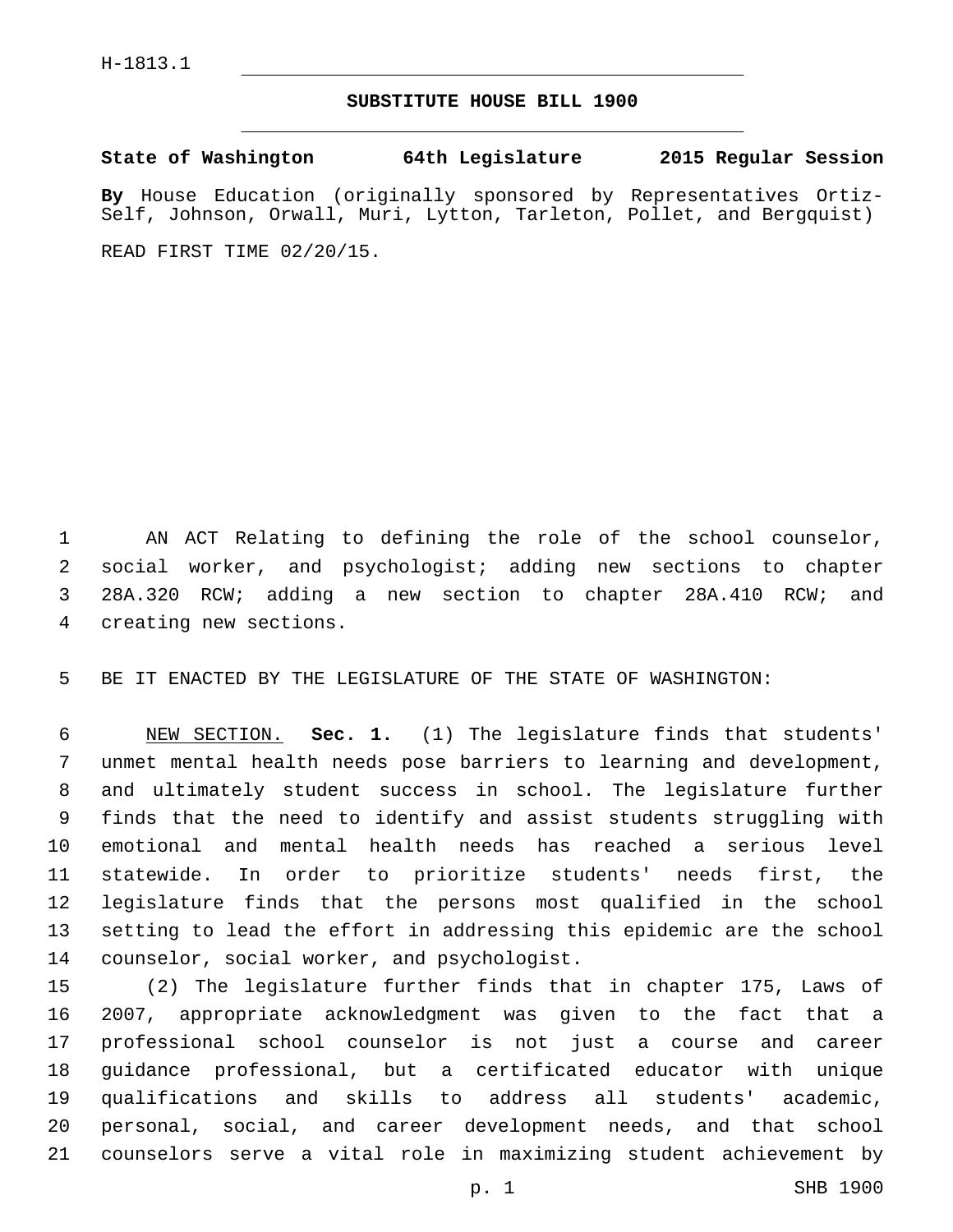H-1813.1

## SUBSTITUTE HOUSE BILL 1900

**State of Washington 64th Legislature 2015 Regular Session**

**By** House Education (originally sponsored by Representatives Ortiz-Self, Johnson, Orwall, Muri, Lytton, Tarleton, Pollet, and Bergquist)

READ FIRST TIME 02/20/15.

AN ACT Relating to defining the role of the school counselor, social worker, and psychologist; adding new sections to chapter 28A.320 RCW; adding a new section to chapter 28A.410 RCW; and creating new sections.

BE IT ENACTED BY THE LEGISLATURE OF THE STATE OF WASHINGTON:

NEW SECTION. **Sec. 1.** (1) The legislature finds that students' unmet mental health needs pose barriers to learning and development, and ultimately student success in school. The legislature further finds that the need to identify and assist students struggling with emotional and mental health needs has reached a serious level statewide. In order to prioritize students' needs first, the legislature finds that the persons most qualified in the school setting to lead the effort in addressing this epidemic are the school counselor, social worker, and psychologist.

(2) The legislature further finds that in chapter 175, Laws of 2007, appropriate acknowledgment was given to the fact that a professional school counselor is not just a course and career guidance professional, but a certificated educator with unique qualifications and skills to address all students' academic, personal, social, and career development needs, and that school counselors serve a vital role in maximizing student achievement by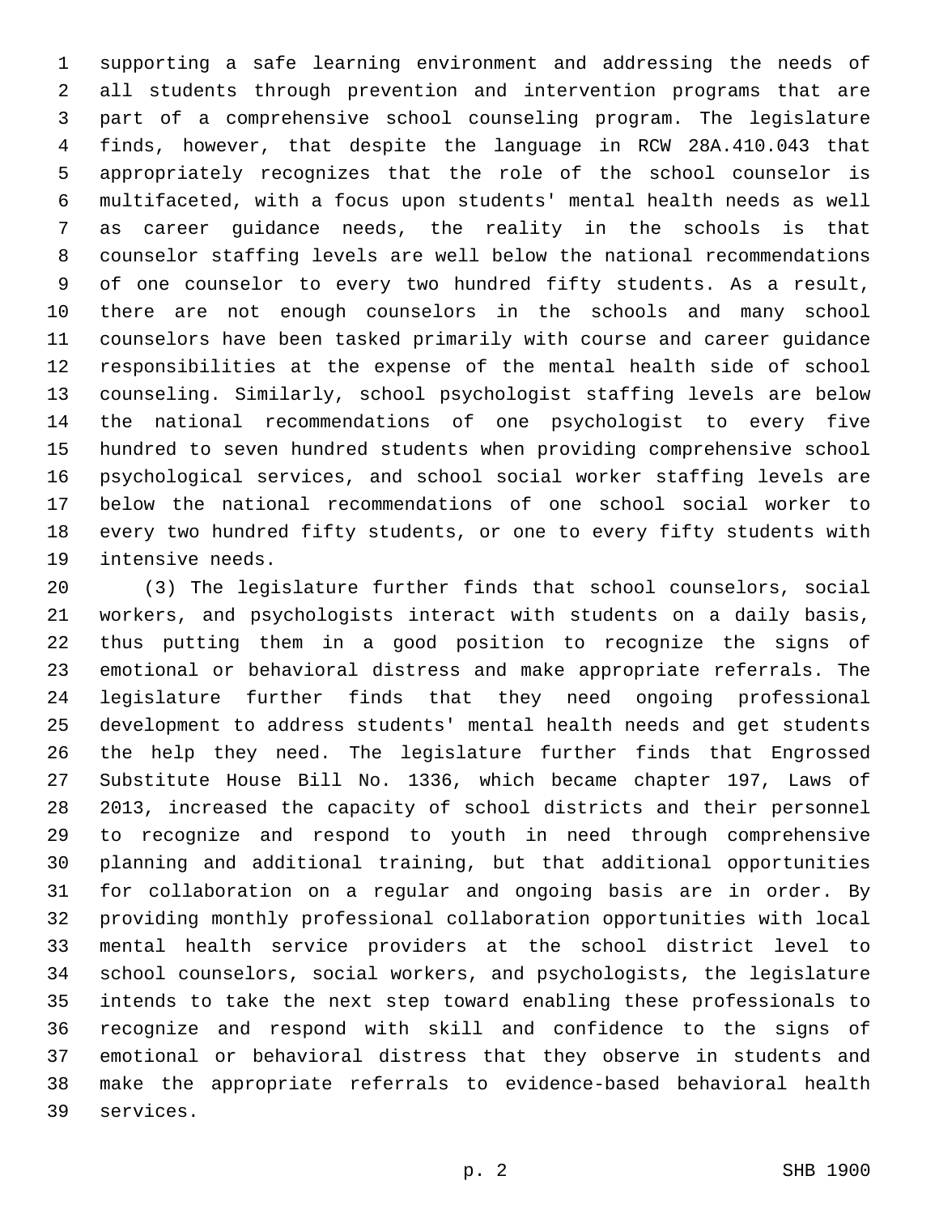supporting a safe learning environment and addressing the needs of all students through prevention and intervention programs that are part of a comprehensive school counseling program. The legislature finds, however, that despite the language in RCW 28A.410.043 that appropriately recognizes that the role of the school counselor is multifaceted, with a focus upon students' mental health needs as well as career guidance needs, the reality in the schools is that counselor staffing levels are well below the national recommendations of one counselor to every two hundred fifty students. As a result, there are not enough counselors in the schools and many school counselors have been tasked primarily with course and career guidance responsibilities at the expense of the mental health side of school counseling. Similarly, school psychologist staffing levels are below the national recommendations of one psychologist to every five hundred to seven hundred students when providing comprehensive school psychological services, and school social worker staffing levels are below the national recommendations of one school social worker to every two hundred fifty students, or one to every fifty students with intensive needs.

(3) The legislature further finds that school counselors, social workers, and psychologists interact with students on a daily basis, thus putting them in a good position to recognize the signs of emotional or behavioral distress and make appropriate referrals. The legislature further finds that they need ongoing professional development to address students' mental health needs and get students the help they need. The legislature further finds that Engrossed Substitute House Bill No. 1336, which became chapter 197, Laws of 2013, increased the capacity of school districts and their personnel to recognize and respond to youth in need through comprehensive planning and additional training, but that additional opportunities for collaboration on a regular and ongoing basis are in order. By providing monthly professional collaboration opportunities with local mental health service providers at the school district level to school counselors, social workers, and psychologists, the legislature intends to take the next step toward enabling these professionals to recognize and respond with skill and confidence to the signs of emotional or behavioral distress that they observe in students and make the appropriate referrals to evidence-based behavioral health services.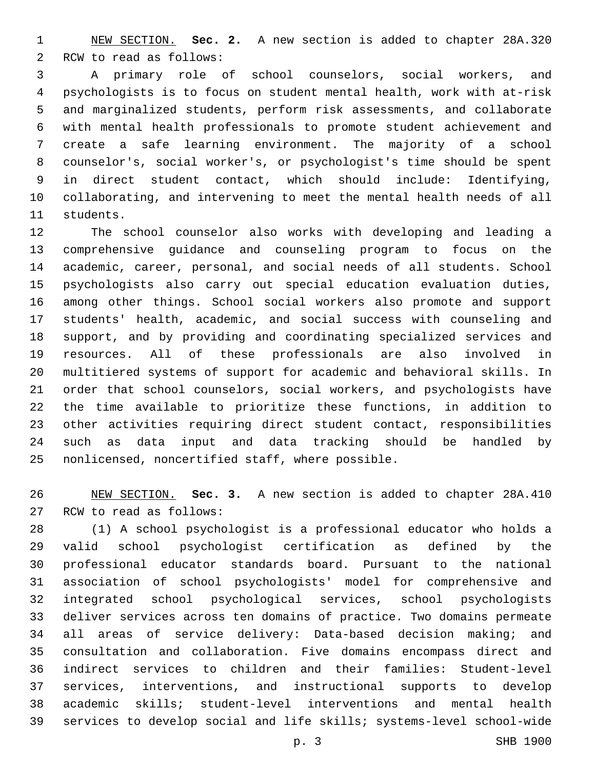NEW SECTION. **Sec. 2.** A new section is added to chapter 28A.320 RCW to read as follows:

A primary role of school counselors, social workers, and psychologists is to focus on student mental health, work with at-risk and marginalized students, perform risk assessments, and collaborate with mental health professionals to promote student achievement and create a safe learning environment. The majority of a school counselor's, social worker's, or psychologist's time should be spent in direct student contact, which should include: Identifying, collaborating, and intervening to meet the mental health needs of all students.

The school counselor also works with developing and leading a comprehensive guidance and counseling program to focus on the academic, career, personal, and social needs of all students. School psychologists also carry out special education evaluation duties, among other things. School social workers also promote and support students' health, academic, and social success with counseling and support, and by providing and coordinating specialized services and resources. All of these professionals are also involved in multitiered systems of support for academic and behavioral skills. In order that school counselors, social workers, and psychologists have the time available to prioritize these functions, in addition to other activities requiring direct student contact, responsibilities such as data input and data tracking should be handled by nonlicensed, noncertified staff, where possible.

NEW SECTION. **Sec. 3.** A new section is added to chapter 28A.410 RCW to read as follows:

(1) A school psychologist is a professional educator who holds a valid school psychologist certification as defined by the professional educator standards board. Pursuant to the national association of school psychologists' model for comprehensive and integrated school psychological services, school psychologists deliver services across ten domains of practice. Two domains permeate all areas of service delivery: Data-based decision making; and consultation and collaboration. Five domains encompass direct and indirect services to children and their families: Student-level services, interventions, and instructional supports to develop academic skills; student-level interventions and mental health services to develop social and life skills; systems-level school-wide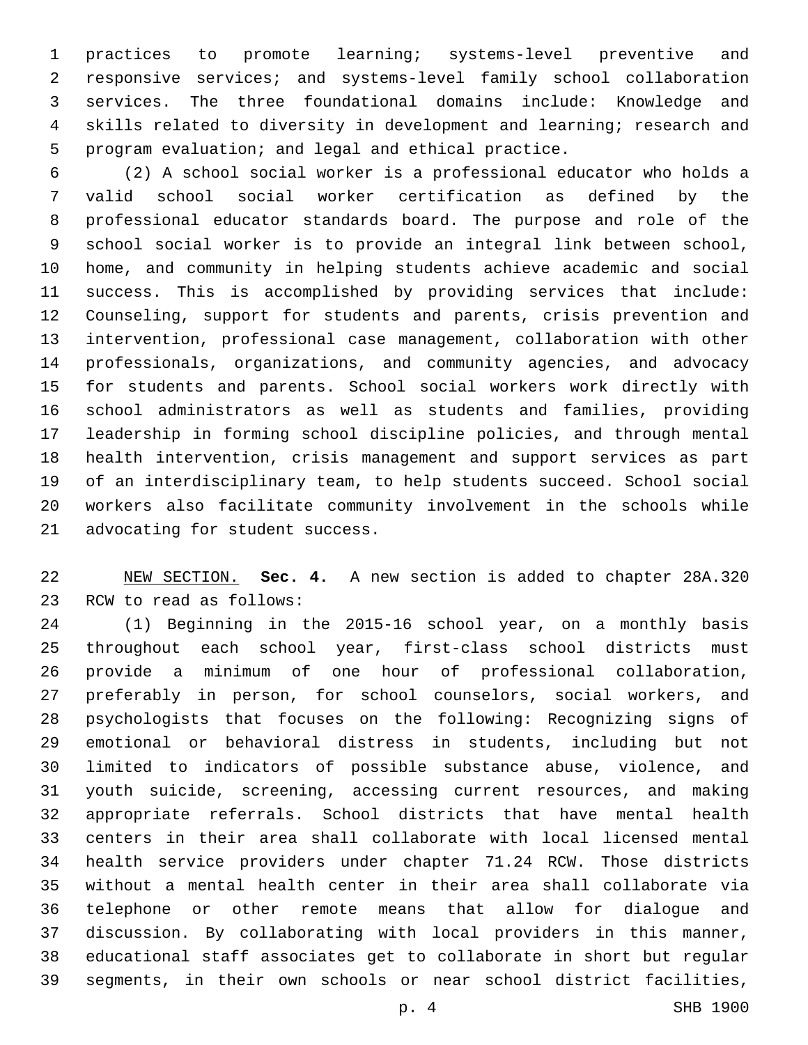practices to promote learning; systems-level preventive and responsive services; and systems-level family school collaboration services. The three foundational domains include: Knowledge and skills related to diversity in development and learning; research and program evaluation; and legal and ethical practice.

(2) A school social worker is a professional educator who holds a valid school social worker certification as defined by the professional educator standards board. The purpose and role of the school social worker is to provide an integral link between school, home, and community in helping students achieve academic and social success. This is accomplished by providing services that include: Counseling, support for students and parents, crisis prevention and intervention, professional case management, collaboration with other professionals, organizations, and community agencies, and advocacy for students and parents. School social workers work directly with school administrators as well as students and families, providing leadership in forming school discipline policies, and through mental health intervention, crisis management and support services as part of an interdisciplinary team, to help students succeed. School social workers also facilitate community involvement in the schools while advocating for student success.

NEW SECTION. **Sec. 4.** A new section is added to chapter 28A.320 RCW to read as follows:

(1) Beginning in the 2015-16 school year, on a monthly basis throughout each school year, first-class school districts must provide a minimum of one hour of professional collaboration, preferably in person, for school counselors, social workers, and psychologists that focuses on the following: Recognizing signs of emotional or behavioral distress in students, including but not limited to indicators of possible substance abuse, violence, and youth suicide, screening, accessing current resources, and making appropriate referrals. School districts that have mental health centers in their area shall collaborate with local licensed mental health service providers under chapter 71.24 RCW. Those districts without a mental health center in their area shall collaborate via telephone or other remote means that allow for dialogue and discussion. By collaborating with local providers in this manner, educational staff associates get to collaborate in short but regular segments, in their own schools or near school district facilities,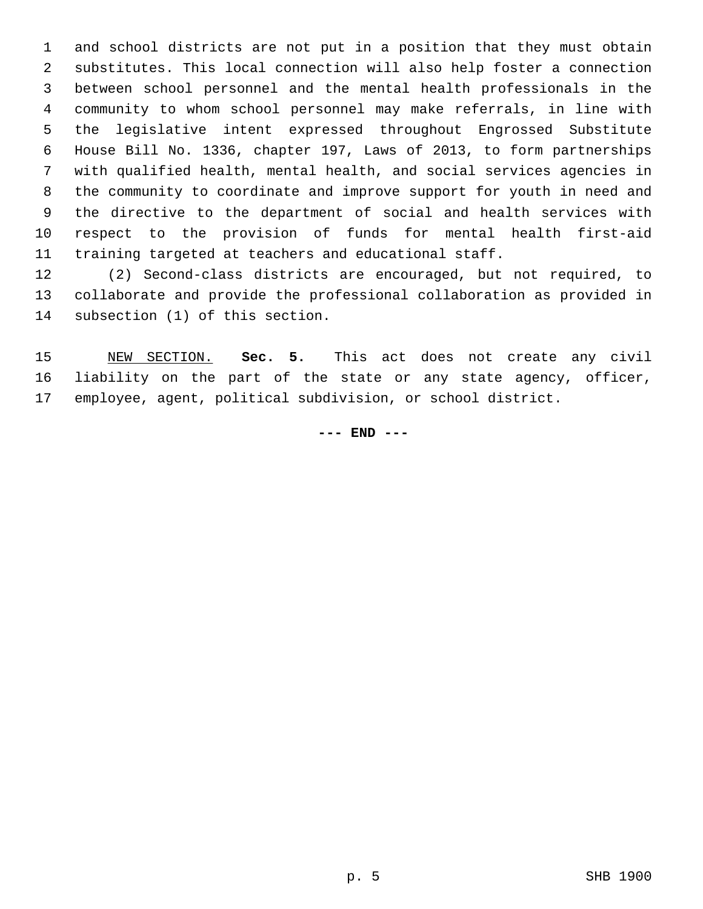and school districts are not put in a position that they must obtain substitutes. This local connection will also help foster a connection between school personnel and the mental health professionals in the community to whom school personnel may make referrals, in line with the legislative intent expressed throughout Engrossed Substitute House Bill No. 1336, chapter 197, Laws of 2013, to form partnerships with qualified health, mental health, and social services agencies in the community to coordinate and improve support for youth in need and the directive to the department of social and health services with respect to the provision of funds for mental health first-aid training targeted at teachers and educational staff.

(2) Second-class districts are encouraged, but not required, to collaborate and provide the professional collaboration as provided in subsection (1) of this section.

NEW SECTION. **Sec. 5.** This act does not create any civil liability on the part of the state or any state agency, officer, employee, agent, political subdivision, or school district.

**--- END ---**